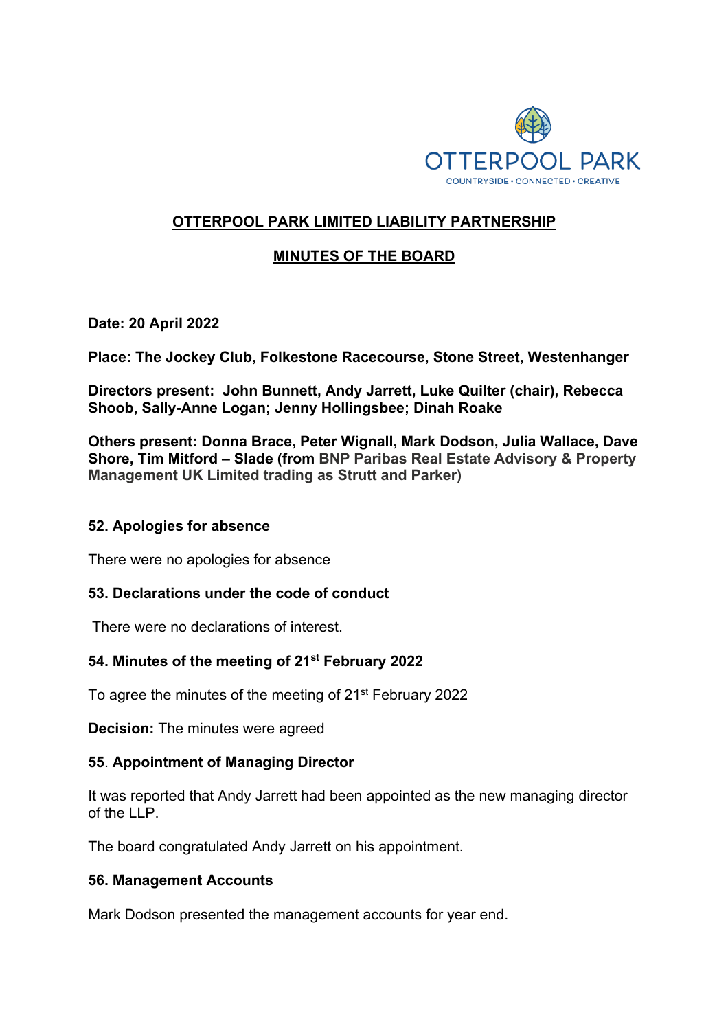OTTERPOOL PARK
COUNTRYSIDE • CONNECTED • CREATIVE

# OTTERPOOL PARK LIMITED LIABILITY PARTNERSHIP

## MINUTES OF THE BOARD

**Date: 20 April 2022**

**Place: The Jockey Club, Folkestone Racecourse, Stone Street, Westenhanger**

**Directors present: John Bunnett, Andy Jarrett, Luke Quilter (chair), Rebecca Shoob, Sally-Anne Logan; Jenny Hollingsbee; Dinah Roake**

**Others present: Donna Brace, Peter Wignall, Mark Dodson, Julia Wallace, Dave Shore, Tim Mitford – Slade (from BNP Paribas Real Estate Advisory & Property Management UK Limited trading as Strutt and Parker)**

### 52. Apologies for absence

There were no apologies for absence

### 53. Declarations under the code of conduct

There were no declarations of interest.

### 54. Minutes of the meeting of 21st February 2022

To agree the minutes of the meeting of 21st February 2022

**Decision:** The minutes were agreed

### 55. Appointment of Managing Director

It was reported that Andy Jarrett had been appointed as the new managing director of the LLP.

The board congratulated Andy Jarrett on his appointment.

### 56. Management Accounts

Mark Dodson presented the management accounts for year end.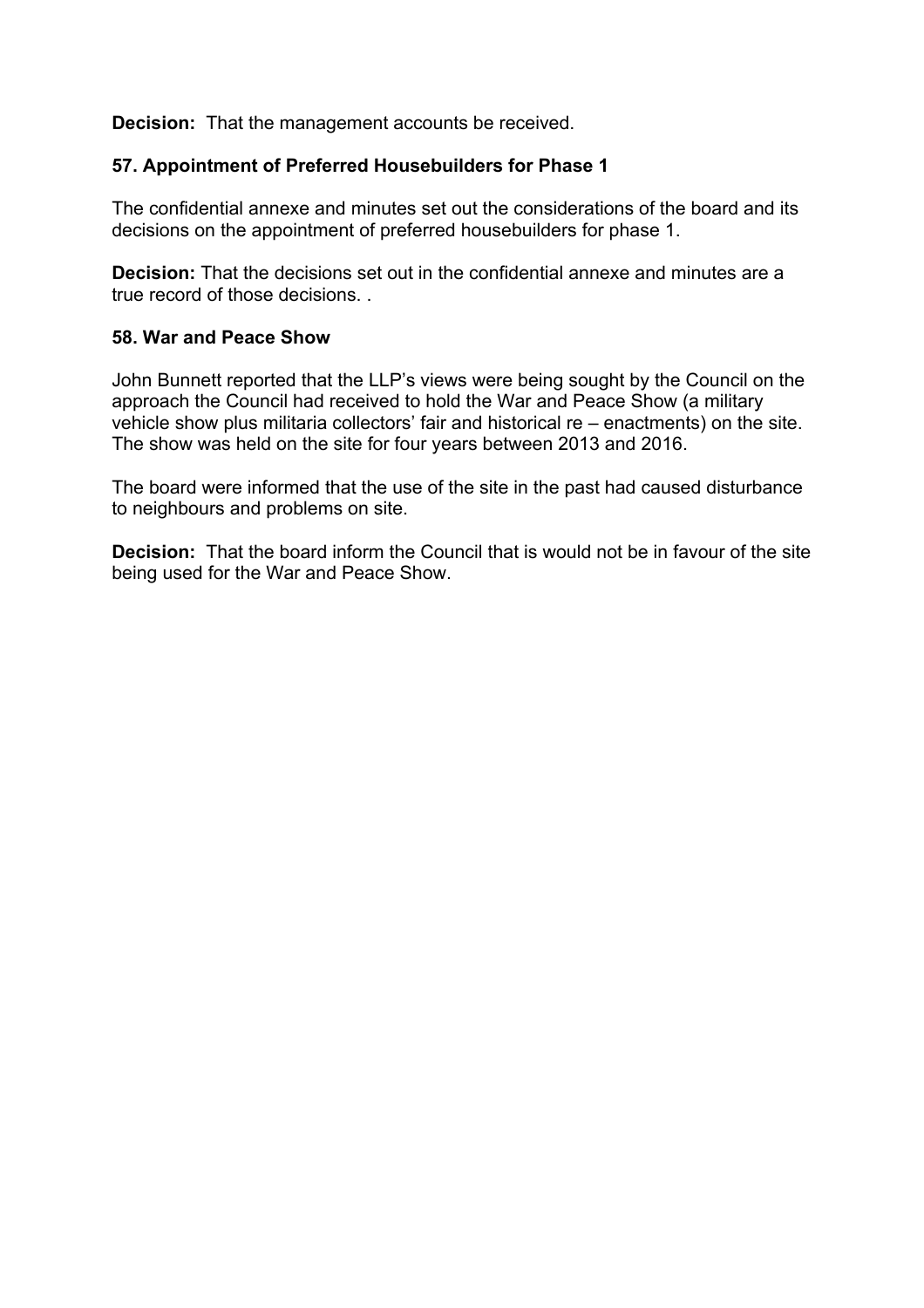**Decision:** That the management accounts be received.

### 57. Appointment of Preferred Housebuilders for Phase 1

The confidential annexe and minutes set out the considerations of the board and its decisions on the appointment of preferred housebuilders for phase 1.

**Decision:** That the decisions set out in the confidential annexe and minutes are a true record of those decisions. .

### 58. War and Peace Show

John Bunnett reported that the LLP's views were being sought by the Council on the approach the Council had received to hold the War and Peace Show (a military vehicle show plus militaria collectors' fair and historical re – enactments) on the site. The show was held on the site for four years between 2013 and 2016.

The board were informed that the use of the site in the past had caused disturbance to neighbours and problems on site.

**Decision:** That the board inform the Council that is would not be in favour of the site being used for the War and Peace Show.